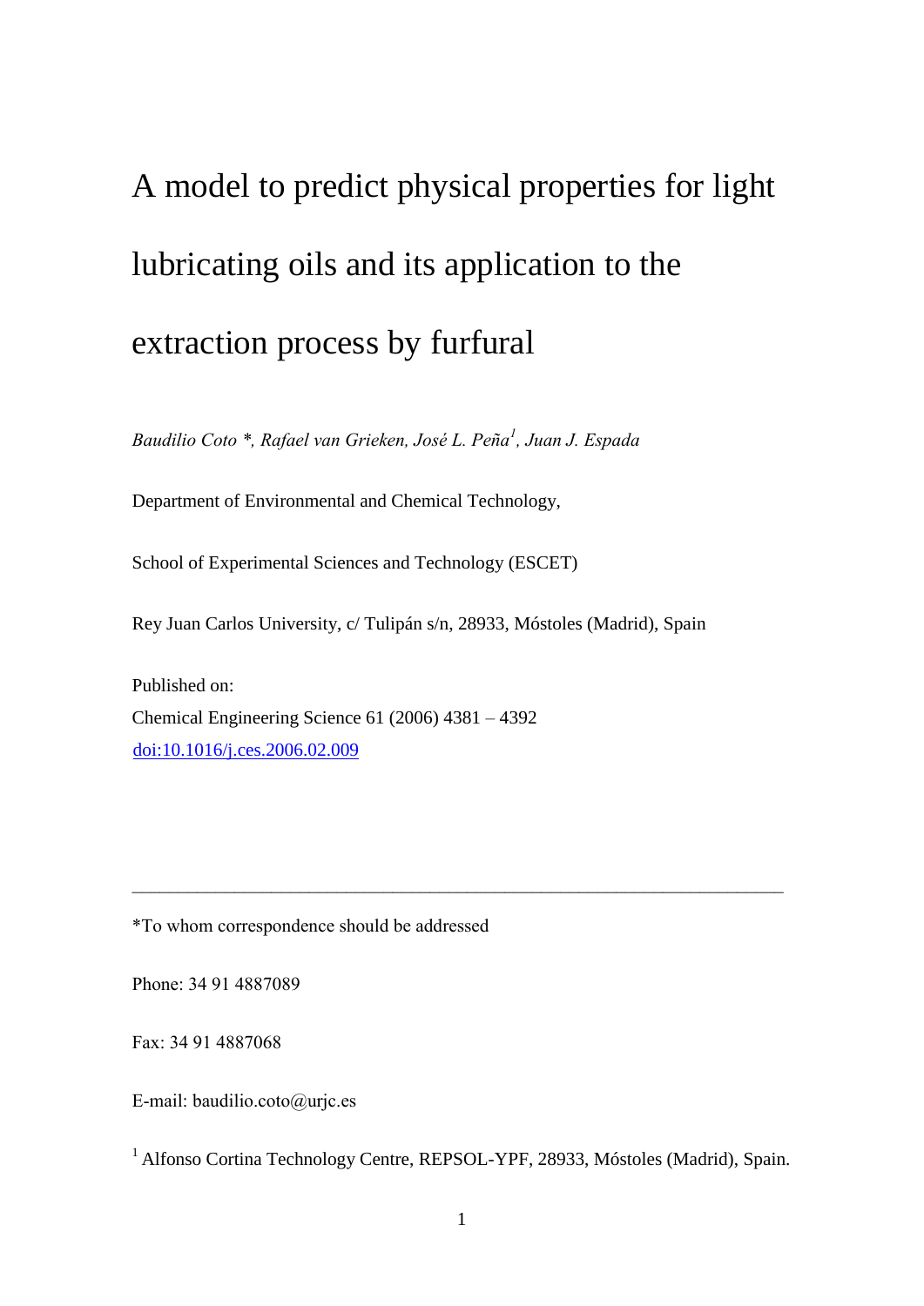# A model to predict physical properties for light lubricating oils and its application to the extraction process by furfural

*Baudilio Coto \*, Rafael van Grieken, José L. Peña[1], Juan J. Espada*

Department of Environmental and Chemical Technology,

School of Experimental Sciences and Technology (ESCET)

Rey Juan Carlos University, c/ Tulipán s/n, 28933, Móstoles (Madrid), Spain

Published on:
Chemical Engineering Science 61 (2006) 4381 – 4392
doi:10.1016/j.ces.2006.02.009

---

*To whom correspondence should be addressed

Phone: 34 91 4887089

Fax: 34 91 4887068

E-mail: baudilio.coto@urjc.es

[1] Alfonso Cortina Technology Centre, REPSOL-YPF, 28933, Móstoles (Madrid), Spain.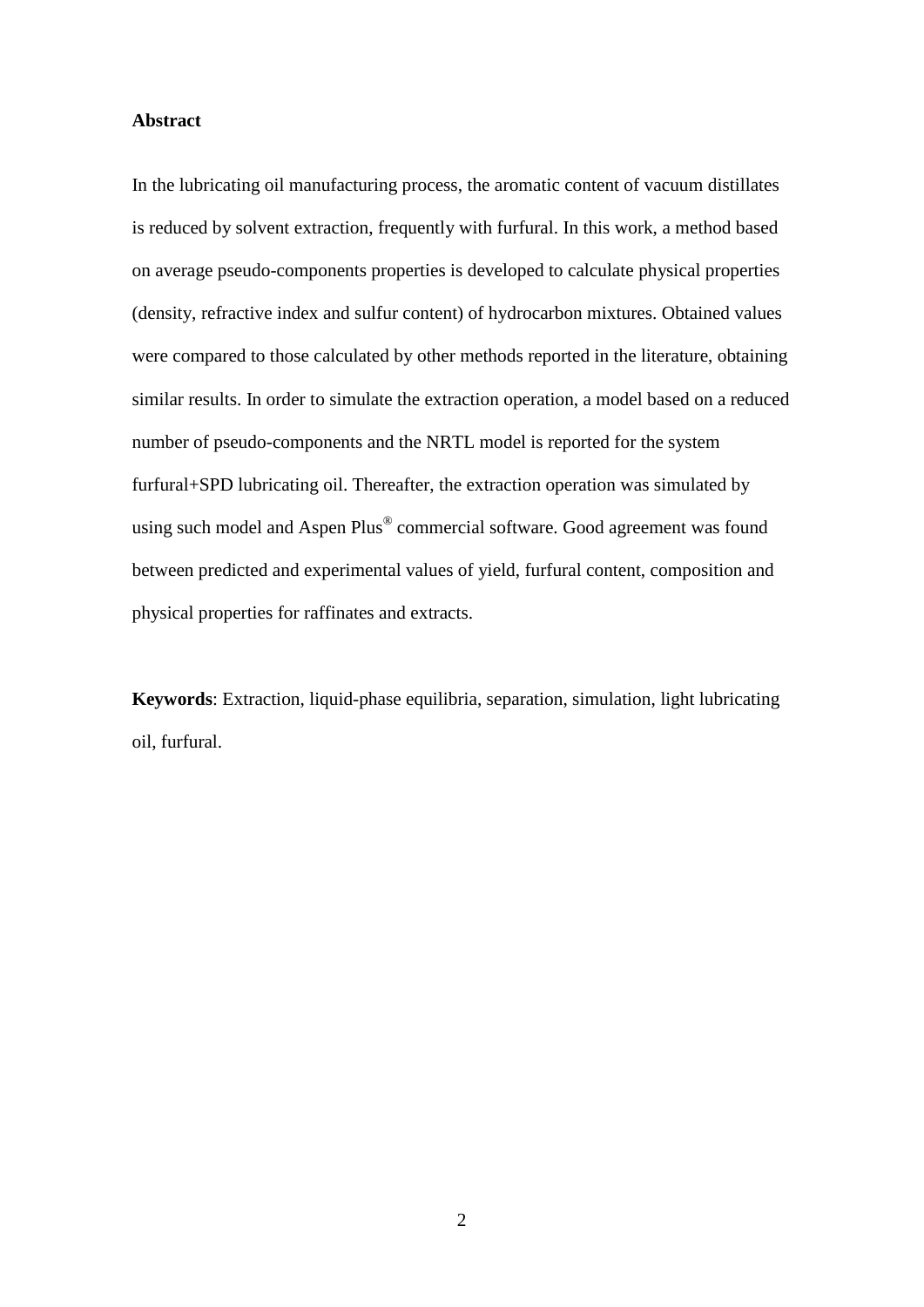## Abstract

In the lubricating oil manufacturing process, the aromatic content of vacuum distillates is reduced by solvent extraction, frequently with furfural. In this work, a method based on average pseudo-components properties is developed to calculate physical properties (density, refractive index and sulfur content) of hydrocarbon mixtures. Obtained values were compared to those calculated by other methods reported in the literature, obtaining similar results. In order to simulate the extraction operation, a model based on a reduced number of pseudo-components and the NRTL model is reported for the system furfural+SPD lubricating oil. Thereafter, the extraction operation was simulated by using such model and Aspen Plus® commercial software. Good agreement was found between predicted and experimental values of yield, furfural content, composition and physical properties for raffinates and extracts.

**Keywords**: Extraction, liquid-phase equilibria, separation, simulation, light lubricating oil, furfural.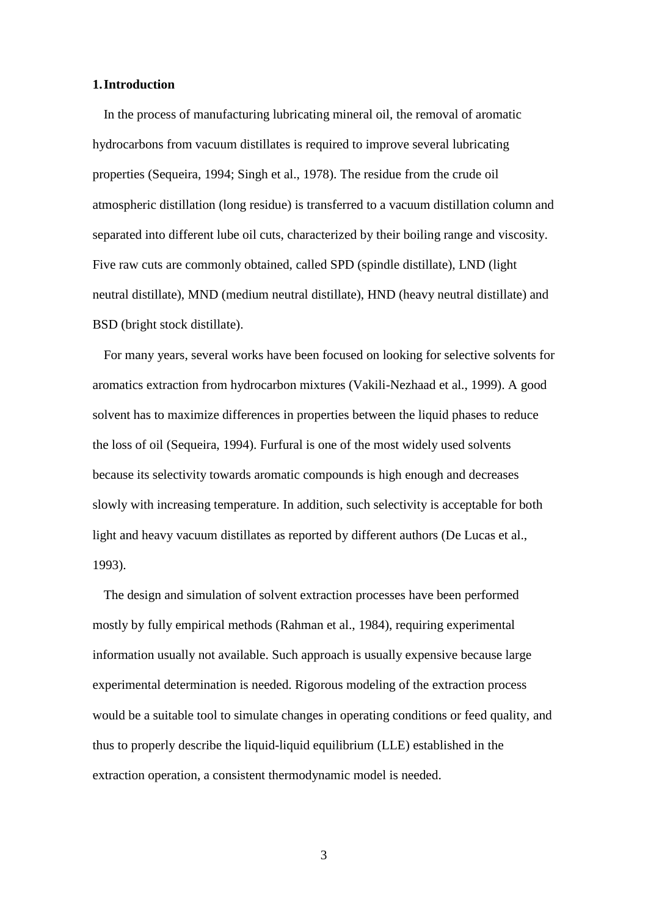# 1. Introduction

In the process of manufacturing lubricating mineral oil, the removal of aromatic hydrocarbons from vacuum distillates is required to improve several lubricating properties (Sequeira, 1994; Singh et al., 1978). The residue from the crude oil atmospheric distillation (long residue) is transferred to a vacuum distillation column and separated into different lube oil cuts, characterized by their boiling range and viscosity. Five raw cuts are commonly obtained, called SPD (spindle distillate), LND (light neutral distillate), MND (medium neutral distillate), HND (heavy neutral distillate) and BSD (bright stock distillate).

For many years, several works have been focused on looking for selective solvents for aromatics extraction from hydrocarbon mixtures (Vakili-Nezhaad et al., 1999). A good solvent has to maximize differences in properties between the liquid phases to reduce the loss of oil (Sequeira, 1994). Furfural is one of the most widely used solvents because its selectivity towards aromatic compounds is high enough and decreases slowly with increasing temperature. In addition, such selectivity is acceptable for both light and heavy vacuum distillates as reported by different authors (De Lucas et al., 1993).

The design and simulation of solvent extraction processes have been performed mostly by fully empirical methods (Rahman et al., 1984), requiring experimental information usually not available. Such approach is usually expensive because large experimental determination is needed. Rigorous modeling of the extraction process would be a suitable tool to simulate changes in operating conditions or feed quality, and thus to properly describe the liquid-liquid equilibrium (LLE) established in the extraction operation, a consistent thermodynamic model is needed.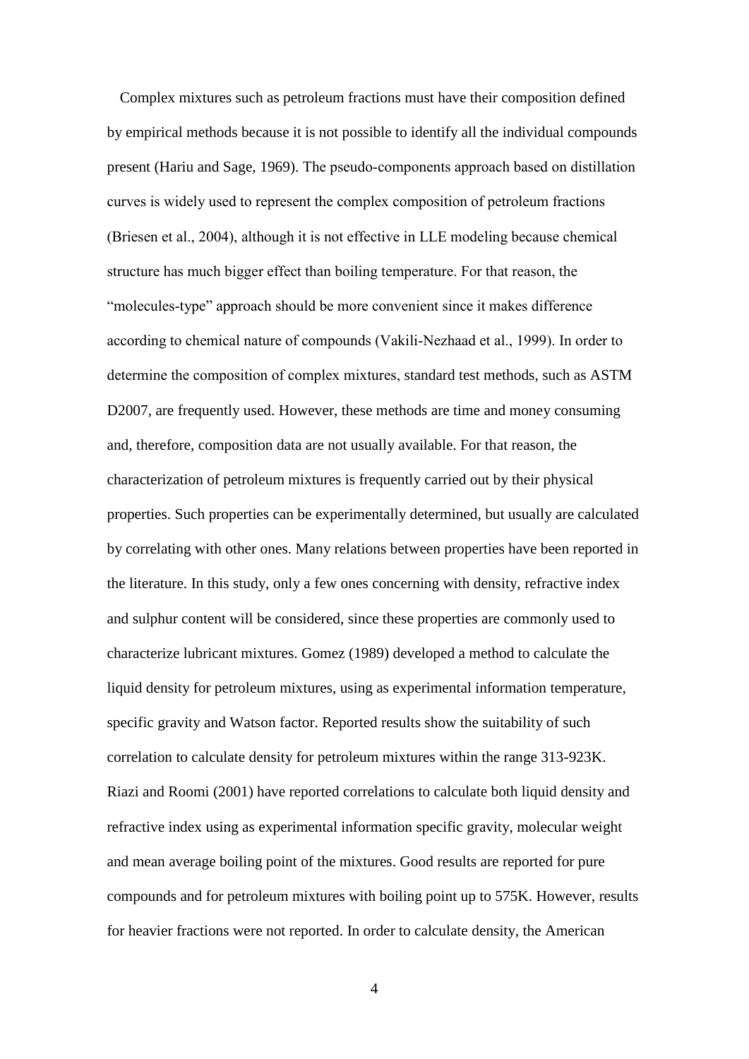Complex mixtures such as petroleum fractions must have their composition defined by empirical methods because it is not possible to identify all the individual compounds present (Hariu and Sage, 1969). The pseudo-components approach based on distillation curves is widely used to represent the complex composition of petroleum fractions (Briesen et al., 2004), although it is not effective in LLE modeling because chemical structure has much bigger effect than boiling temperature. For that reason, the "molecules-type" approach should be more convenient since it makes difference according to chemical nature of compounds (Vakili-Nezhaad et al., 1999). In order to determine the composition of complex mixtures, standard test methods, such as ASTM D2007, are frequently used. However, these methods are time and money consuming and, therefore, composition data are not usually available. For that reason, the characterization of petroleum mixtures is frequently carried out by their physical properties. Such properties can be experimentally determined, but usually are calculated by correlating with other ones. Many relations between properties have been reported in the literature. In this study, only a few ones concerning with density, refractive index and sulphur content will be considered, since these properties are commonly used to characterize lubricant mixtures. Gomez (1989) developed a method to calculate the liquid density for petroleum mixtures, using as experimental information temperature, specific gravity and Watson factor. Reported results show the suitability of such correlation to calculate density for petroleum mixtures within the range 313-923K. Riazi and Roomi (2001) have reported correlations to calculate both liquid density and refractive index using as experimental information specific gravity, molecular weight and mean average boiling point of the mixtures. Good results are reported for pure compounds and for petroleum mixtures with boiling point up to 575K. However, results for heavier fractions were not reported. In order to calculate density, the American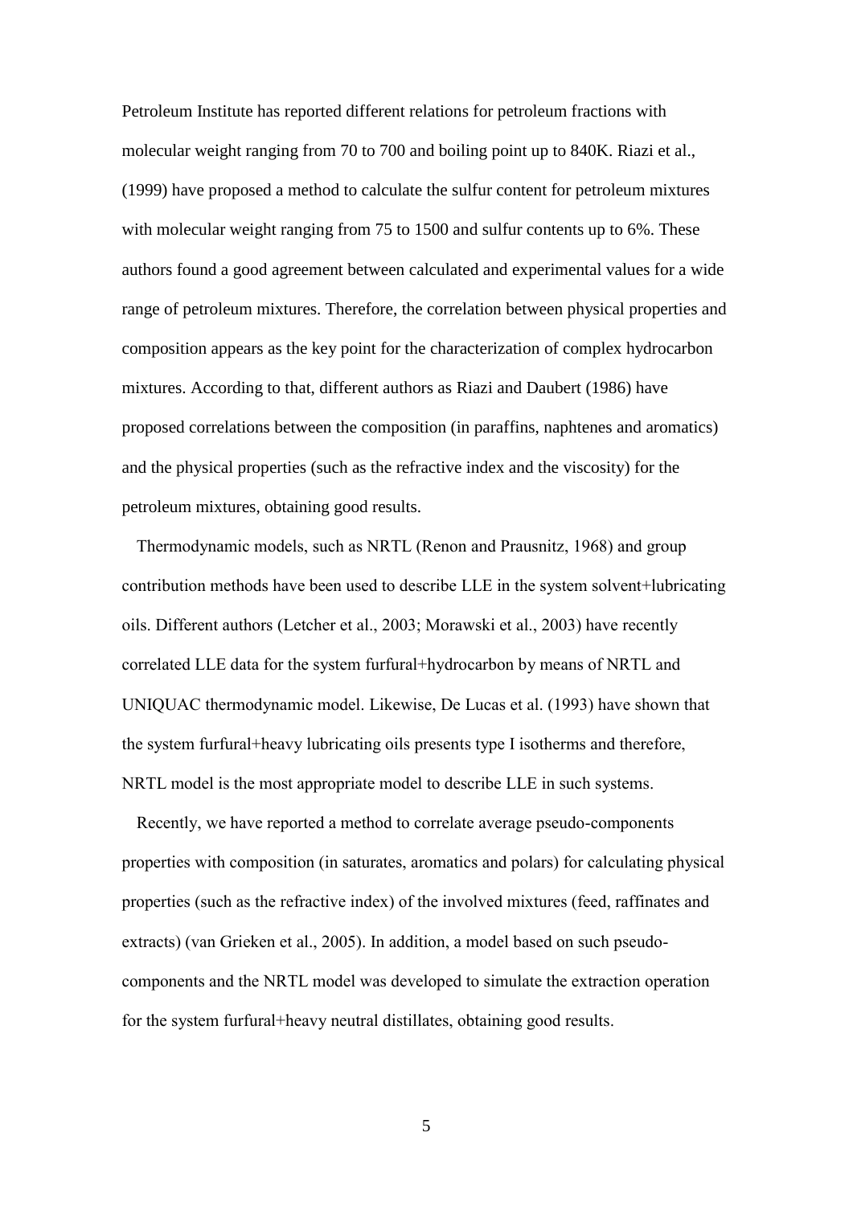Petroleum Institute has reported different relations for petroleum fractions with molecular weight ranging from 70 to 700 and boiling point up to 840K. Riazi et al., (1999) have proposed a method to calculate the sulfur content for petroleum mixtures with molecular weight ranging from 75 to 1500 and sulfur contents up to 6%. These authors found a good agreement between calculated and experimental values for a wide range of petroleum mixtures. Therefore, the correlation between physical properties and composition appears as the key point for the characterization of complex hydrocarbon mixtures. According to that, different authors as Riazi and Daubert (1986) have proposed correlations between the composition (in paraffins, naphtenes and aromatics) and the physical properties (such as the refractive index and the viscosity) for the petroleum mixtures, obtaining good results.

Thermodynamic models, such as NRTL (Renon and Prausnitz, 1968) and group contribution methods have been used to describe LLE in the system solvent+lubricating oils. Different authors (Letcher et al., 2003; Morawski et al., 2003) have recently correlated LLE data for the system furfural+hydrocarbon by means of NRTL and UNIQUAC thermodynamic model. Likewise, De Lucas et al. (1993) have shown that the system furfural+heavy lubricating oils presents type I isotherms and therefore, NRTL model is the most appropriate model to describe LLE in such systems.

Recently, we have reported a method to correlate average pseudo-components properties with composition (in saturates, aromatics and polars) for calculating physical properties (such as the refractive index) of the involved mixtures (feed, raffinates and extracts) (van Grieken et al., 2005). In addition, a model based on such pseudo-components and the NRTL model was developed to simulate the extraction operation for the system furfural+heavy neutral distillates, obtaining good results.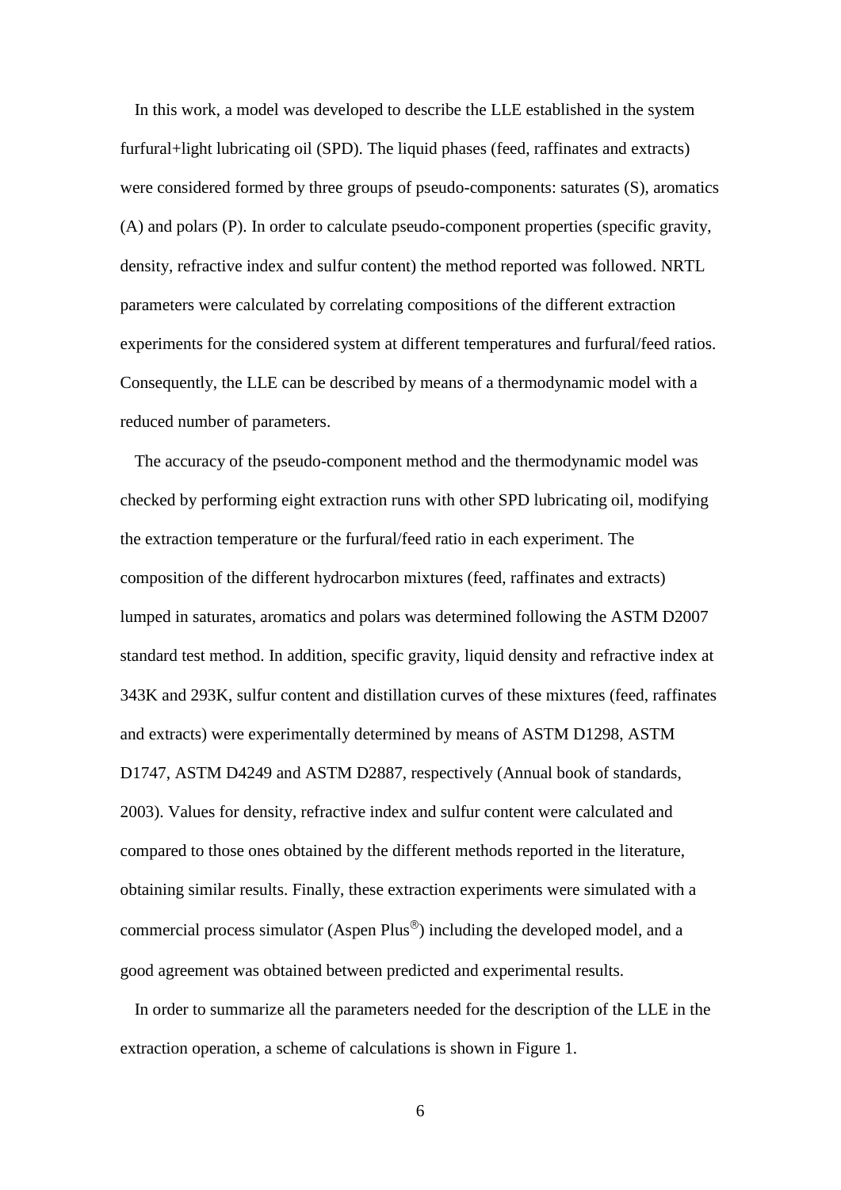In this work, a model was developed to describe the LLE established in the system furfural+light lubricating oil (SPD). The liquid phases (feed, raffinates and extracts) were considered formed by three groups of pseudo-components: saturates (S), aromatics (A) and polars (P). In order to calculate pseudo-component properties (specific gravity, density, refractive index and sulfur content) the method reported was followed. NRTL parameters were calculated by correlating compositions of the different extraction experiments for the considered system at different temperatures and furfural/feed ratios. Consequently, the LLE can be described by means of a thermodynamic model with a reduced number of parameters.

The accuracy of the pseudo-component method and the thermodynamic model was checked by performing eight extraction runs with other SPD lubricating oil, modifying the extraction temperature or the furfural/feed ratio in each experiment. The composition of the different hydrocarbon mixtures (feed, raffinates and extracts) lumped in saturates, aromatics and polars was determined following the ASTM D2007 standard test method. In addition, specific gravity, liquid density and refractive index at 343K and 293K, sulfur content and distillation curves of these mixtures (feed, raffinates and extracts) were experimentally determined by means of ASTM D1298, ASTM D1747, ASTM D4249 and ASTM D2887, respectively (Annual book of standards, 2003). Values for density, refractive index and sulfur content were calculated and compared to those ones obtained by the different methods reported in the literature, obtaining similar results. Finally, these extraction experiments were simulated with a commercial process simulator (Aspen Plus®) including the developed model, and a good agreement was obtained between predicted and experimental results.

In order to summarize all the parameters needed for the description of the LLE in the extraction operation, a scheme of calculations is shown in Figure 1.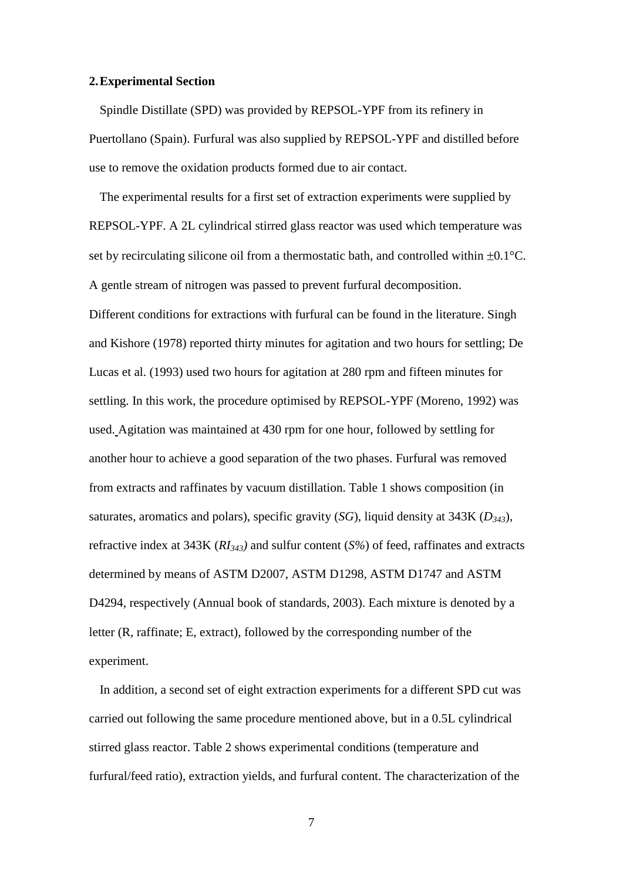## 2. Experimental Section

Spindle Distillate (SPD) was provided by REPSOL-YPF from its refinery in Puertollano (Spain). Furfural was also supplied by REPSOL-YPF and distilled before use to remove the oxidation products formed due to air contact.

The experimental results for a first set of extraction experiments were supplied by REPSOL-YPF. A 2L cylindrical stirred glass reactor was used which temperature was set by recirculating silicone oil from a thermostatic bath, and controlled within ±0.1°C. A gentle stream of nitrogen was passed to prevent furfural decomposition. Different conditions for extractions with furfural can be found in the literature. Singh and Kishore (1978) reported thirty minutes for agitation and two hours for settling; De Lucas et al. (1993) used two hours for agitation at 280 rpm and fifteen minutes for settling. In this work, the procedure optimised by REPSOL-YPF (Moreno, 1992) was used. Agitation was maintained at 430 rpm for one hour, followed by settling for another hour to achieve a good separation of the two phases. Furfural was removed from extracts and raffinates by vacuum distillation. Table 1 shows composition (in saturates, aromatics and polars), specific gravity (*SG*), liquid density at 343K ($D_{343}$), refractive index at 343K ($RI_{343}$) and sulfur content (*S%*) of feed, raffinates and extracts determined by means of ASTM D2007, ASTM D1298, ASTM D1747 and ASTM D4294, respectively (Annual book of standards, 2003). Each mixture is denoted by a letter (R, raffinate; E, extract), followed by the corresponding number of the experiment.

In addition, a second set of eight extraction experiments for a different SPD cut was carried out following the same procedure mentioned above, but in a 0.5L cylindrical stirred glass reactor. Table 2 shows experimental conditions (temperature and furfural/feed ratio), extraction yields, and furfural content. The characterization of the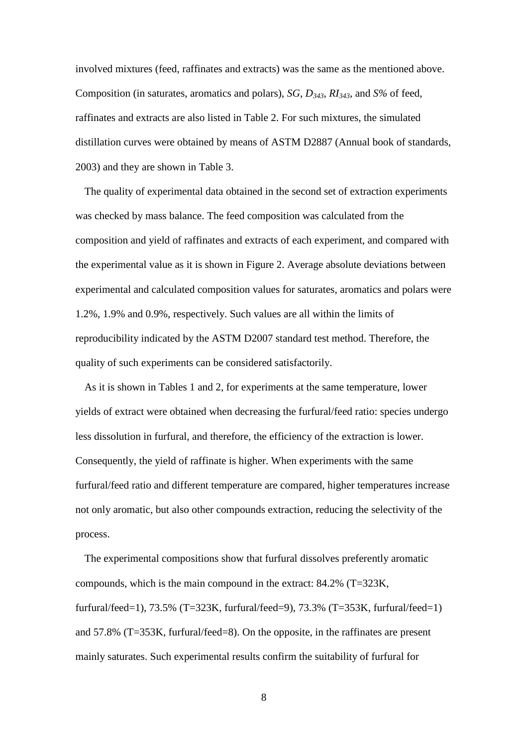involved mixtures (feed, raffinates and extracts) was the same as the mentioned above. Composition (in saturates, aromatics and polars), *SG*, $D_{343}$, $RI_{343}$, and *S%* of feed, raffinates and extracts are also listed in Table 2. For such mixtures, the simulated distillation curves were obtained by means of ASTM D2887 (Annual book of standards, 2003) and they are shown in Table 3.

The quality of experimental data obtained in the second set of extraction experiments was checked by mass balance. The feed composition was calculated from the composition and yield of raffinates and extracts of each experiment, and compared with the experimental value as it is shown in Figure 2. Average absolute deviations between experimental and calculated composition values for saturates, aromatics and polars were 1.2%, 1.9% and 0.9%, respectively. Such values are all within the limits of reproducibility indicated by the ASTM D2007 standard test method. Therefore, the quality of such experiments can be considered satisfactorily.

As it is shown in Tables 1 and 2, for experiments at the same temperature, lower yields of extract were obtained when decreasing the furfural/feed ratio: species undergo less dissolution in furfural, and therefore, the efficiency of the extraction is lower. Consequently, the yield of raffinate is higher. When experiments with the same furfural/feed ratio and different temperature are compared, higher temperatures increase not only aromatic, but also other compounds extraction, reducing the selectivity of the process.

The experimental compositions show that furfural dissolves preferently aromatic compounds, which is the main compound in the extract: 84.2% (T=323K, furfural/feed=1), 73.5% (T=323K, furfural/feed=9), 73.3% (T=353K, furfural/feed=1) and 57.8% (T=353K, furfural/feed=8). On the opposite, in the raffinates are present mainly saturates. Such experimental results confirm the suitability of furfural for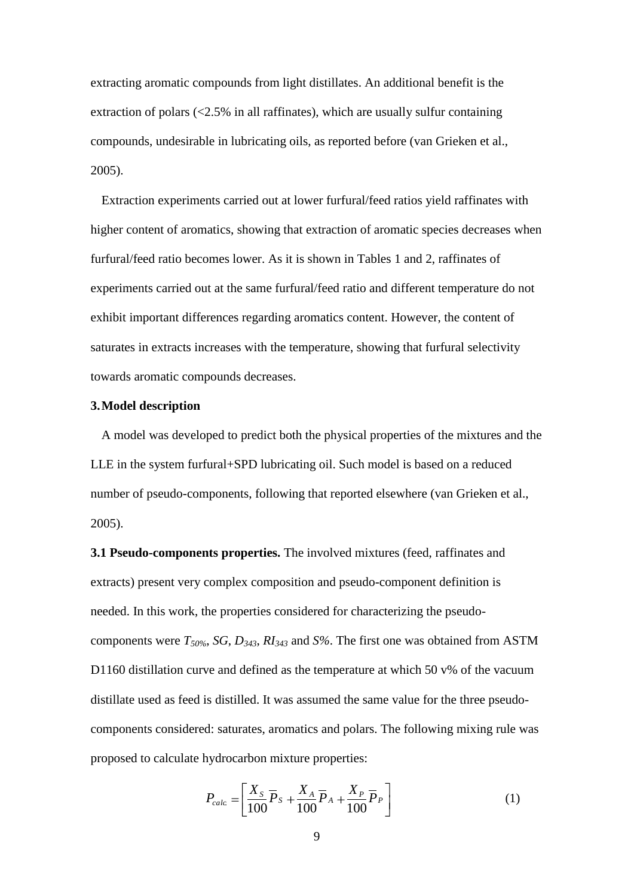extracting aromatic compounds from light distillates. An additional benefit is the extraction of polars (<2.5% in all raffinates), which are usually sulfur containing compounds, undesirable in lubricating oils, as reported before (van Grieken et al., 2005).

Extraction experiments carried out at lower furfural/feed ratios yield raffinates with higher content of aromatics, showing that extraction of aromatic species decreases when furfural/feed ratio becomes lower. As it is shown in Tables 1 and 2, raffinates of experiments carried out at the same furfural/feed ratio and different temperature do not exhibit important differences regarding aromatics content. However, the content of saturates in extracts increases with the temperature, showing that furfural selectivity towards aromatic compounds decreases.

## 3. Model description

A model was developed to predict both the physical properties of the mixtures and the LLE in the system furfural+SPD lubricating oil. Such model is based on a reduced number of pseudo-components, following that reported elsewhere (van Grieken et al., 2005).

**3.1 Pseudo-components properties.** The involved mixtures (feed, raffinates and extracts) present very complex composition and pseudo-component definition is needed. In this work, the properties considered for characterizing the pseudo-components were $T_{50\%}$, $SG$, $D_{343}$, $RI_{343}$ and $S\%$. The first one was obtained from ASTM D1160 distillation curve and defined as the temperature at which 50 v% of the vacuum distillate used as feed is distilled. It was assumed the same value for the three pseudo-components considered: saturates, aromatics and polars. The following mixing rule was proposed to calculate hydrocarbon mixture properties:

$$P_{calc.} = \left[ \frac{X_S}{100} \overline{P}_S + \frac{X_A}{100} \overline{P}_A + \frac{X_P}{100} \overline{P}_P \right] \tag{1}$$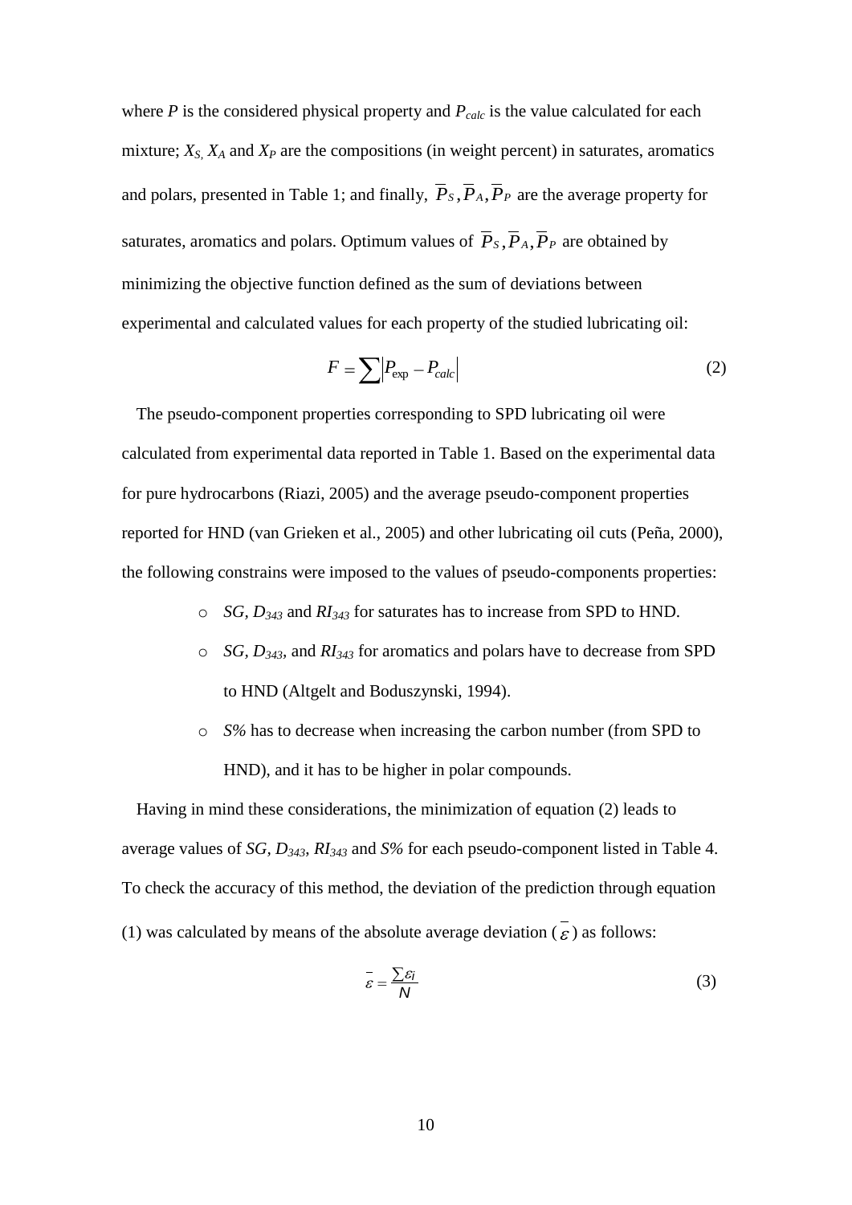where $P$ is the considered physical property and $P_{calc}$ is the value calculated for each mixture; $X_S$, $X_A$ and $X_P$ are the compositions (in weight percent) in saturates, aromatics and polars, presented in Table 1; and finally, $\overline{P}_S, \overline{P}_A, \overline{P}_P$ are the average property for saturates, aromatics and polars. Optimum values of $\overline{P}_S, \overline{P}_A, \overline{P}_P$ are obtained by minimizing the objective function defined as the sum of deviations between experimental and calculated values for each property of the studied lubricating oil:

$$F = \sum \left| P_{\exp} - P_{calc} \right| \tag{2}$$

The pseudo-component properties corresponding to SPD lubricating oil were calculated from experimental data reported in Table 1. Based on the experimental data for pure hydrocarbons (Riazi, 2005) and the average pseudo-component properties reported for HND (van Grieken et al., 2005) and other lubricating oil cuts (Peña, 2000), the following constrains were imposed to the values of pseudo-components properties:

- $SG$, $D_{343}$ and $RI_{343}$ for saturates has to increase from SPD to HND.
- $SG$, $D_{343}$, and $RI_{343}$ for aromatics and polars have to decrease from SPD to HND (Altgelt and Boduszynski, 1994).
- $S\%$ has to decrease when increasing the carbon number (from SPD to HND), and it has to be higher in polar compounds.

Having in mind these considerations, the minimization of equation (2) leads to average values of $SG$, $D_{343}$, $RI_{343}$ and $S\%$ for each pseudo-component listed in Table 4. To check the accuracy of this method, the deviation of the prediction through equation (1) was calculated by means of the absolute average deviation ($\bar{\varepsilon}$) as follows:

$$\bar{\varepsilon} = \frac{\sum \varepsilon_i}{N} \tag{3}$$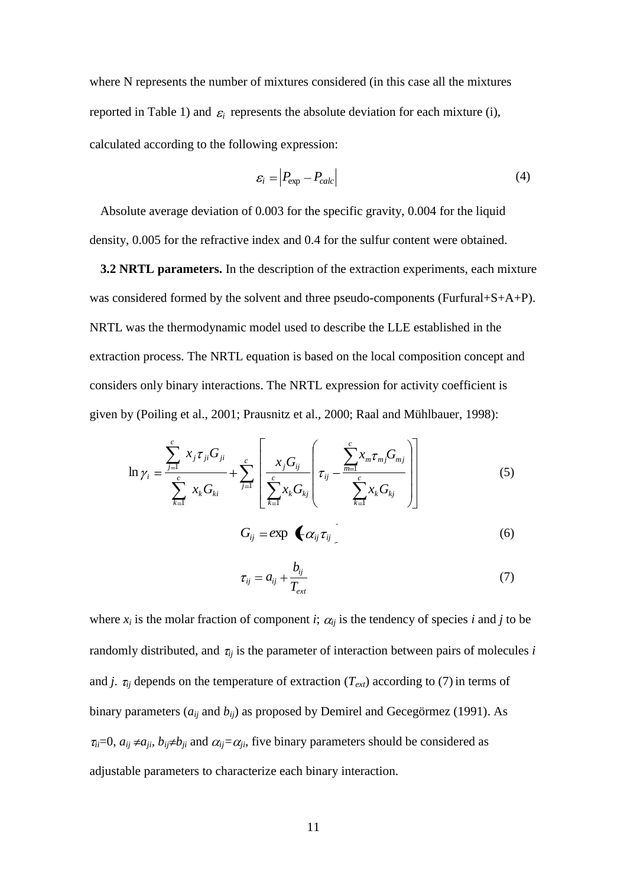where N represents the number of mixtures considered (in this case all the mixtures reported in Table 1) and $\varepsilon_i$ represents the absolute deviation for each mixture (i), calculated according to the following expression:

$$\varepsilon_i = \left| P_{\exp} - P_{calc} \right| \tag{4}$$

Absolute average deviation of 0.003 for the specific gravity, 0.004 for the liquid density, 0.005 for the refractive index and 0.4 for the sulfur content were obtained.

**3.2 NRTL parameters.** In the description of the extraction experiments, each mixture was considered formed by the solvent and three pseudo-components (Furfural+S+A+P). NRTL was the thermodynamic model used to describe the LLE established in the extraction process. The NRTL equation is based on the local composition concept and considers only binary interactions. The NRTL expression for activity coefficient is given by (Poiling et al., 2001; Prausnitz et al., 2000; Raal and Mühlbauer, 1998):

$$\ln \gamma_i = \frac{\sum_{j=1}^{c} x_j \tau_{ji} G_{ji}}{\sum_{k=1}^{c} x_k G_{ki}} + \sum_{j=1}^{c} \left[ \frac{x_j G_{ij}}{\sum_{k=1}^{c} x_k G_{kj}} \left( \tau_{ij} - \frac{\sum_{m=1}^{c} x_m \tau_{mj} G_{mj}}{\sum_{k=1}^{c} x_k G_{kj}} \right) \right] \tag{5}$$

$$G_{ij} = \exp\left(-\alpha_{ij} \tau_{ij}\right) \tag{6}$$

$$\tau_{ij} = a_{ij} + \frac{b_{ij}}{T_{ext}} \tag{7}$$

where $x_i$ is the molar fraction of component *i*; $\alpha_{ij}$ is the tendency of species *i* and *j* to be randomly distributed, and $\tau_{ij}$ is the parameter of interaction between pairs of molecules *i* and *j*. $\tau_{ij}$ depends on the temperature of extraction ($T_{ext}$) according to (7) in terms of binary parameters ($a_{ij}$ and $b_{ij}$) as proposed by Demirel and Gecegörmez (1991). As $\tau_{ii}$=0, $a_{ij} \neq a_{ji}$, $b_{ij} \neq b_{ji}$ and $\alpha_{ij} = \alpha_{ji}$, five binary parameters should be considered as adjustable parameters to characterize each binary interaction.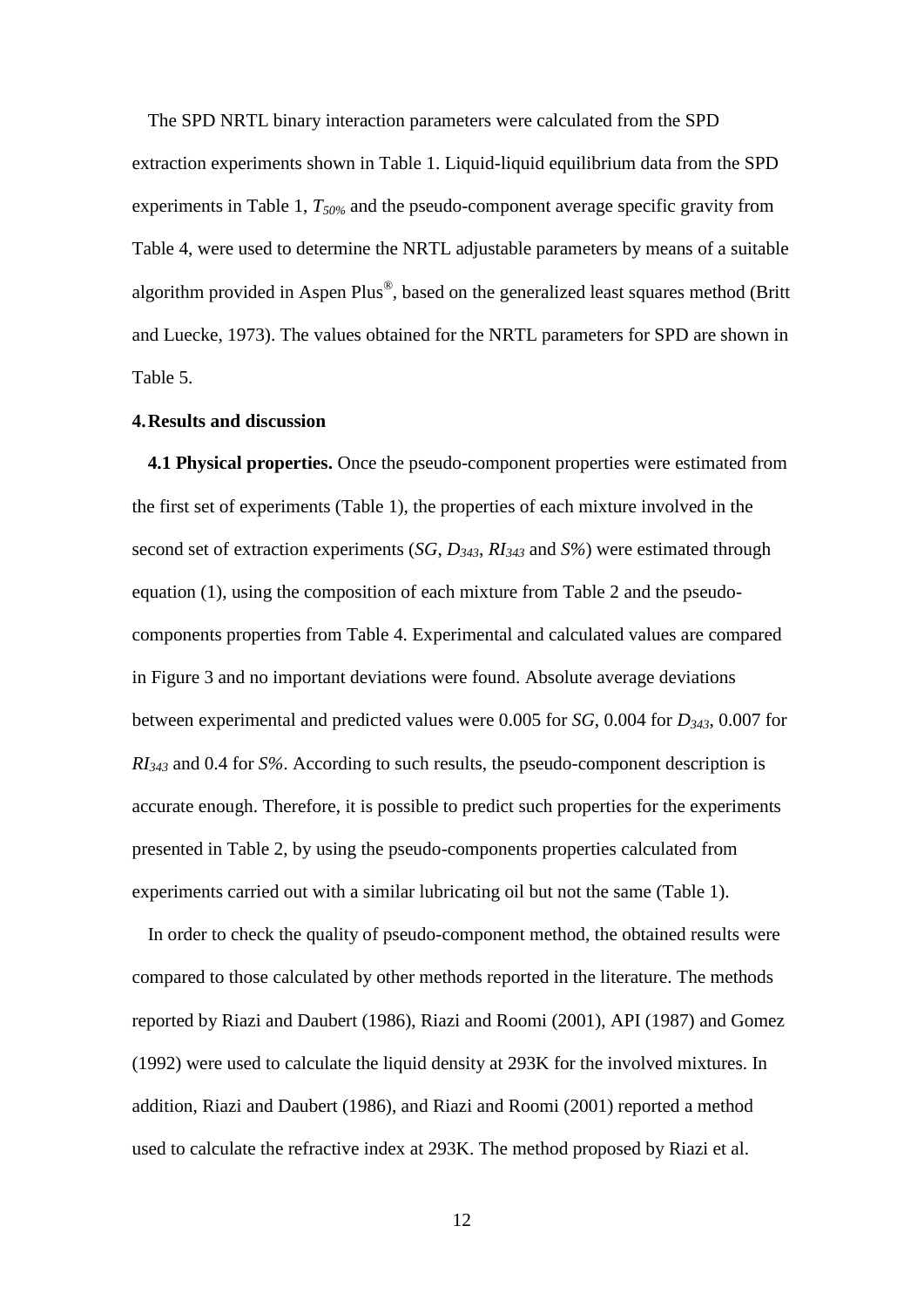The SPD NRTL binary interaction parameters were calculated from the SPD extraction experiments shown in Table 1. Liquid-liquid equilibrium data from the SPD experiments in Table 1, $T_{50\%}$ and the pseudo-component average specific gravity from Table 4, were used to determine the NRTL adjustable parameters by means of a suitable algorithm provided in Aspen Plus®, based on the generalized least squares method (Britt and Luecke, 1973). The values obtained for the NRTL parameters for SPD are shown in Table 5.

## 4. Results and discussion

**4.1 Physical properties.** Once the pseudo-component properties were estimated from the first set of experiments (Table 1), the properties of each mixture involved in the second set of extraction experiments ($SG$, $D_{343}$, $RI_{343}$ and $S\%$) were estimated through equation (1), using the composition of each mixture from Table 2 and the pseudo-components properties from Table 4. Experimental and calculated values are compared in Figure 3 and no important deviations were found. Absolute average deviations between experimental and predicted values were 0.005 for $SG$, 0.004 for $D_{343}$, 0.007 for $RI_{343}$ and 0.4 for $S\%$. According to such results, the pseudo-component description is accurate enough. Therefore, it is possible to predict such properties for the experiments presented in Table 2, by using the pseudo-components properties calculated from experiments carried out with a similar lubricating oil but not the same (Table 1).

In order to check the quality of pseudo-component method, the obtained results were compared to those calculated by other methods reported in the literature. The methods reported by Riazi and Daubert (1986), Riazi and Roomi (2001), API (1987) and Gomez (1992) were used to calculate the liquid density at 293K for the involved mixtures. In addition, Riazi and Daubert (1986), and Riazi and Roomi (2001) reported a method used to calculate the refractive index at 293K. The method proposed by Riazi et al.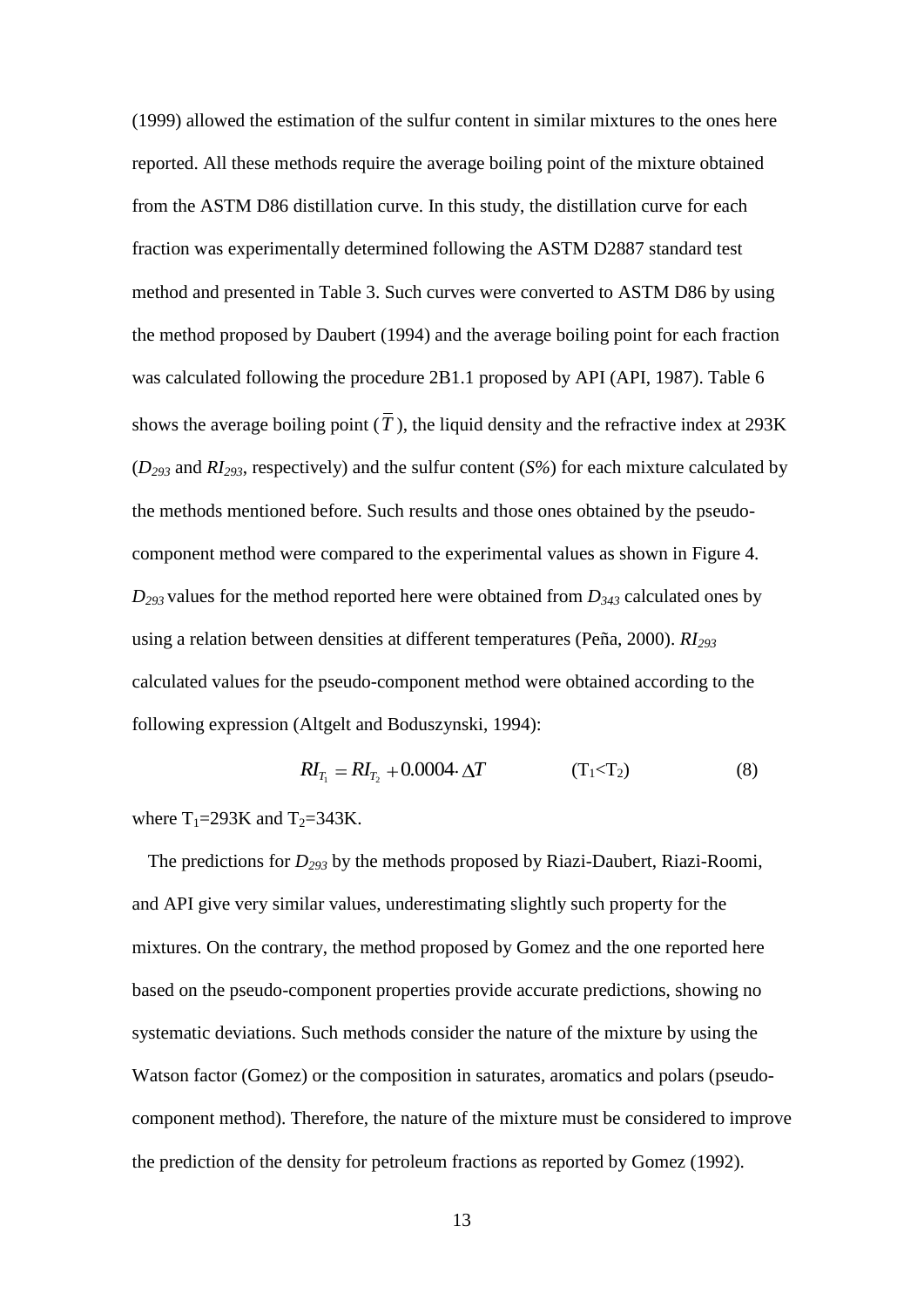(1999) allowed the estimation of the sulfur content in similar mixtures to the ones here reported. All these methods require the average boiling point of the mixture obtained from the ASTM D86 distillation curve. In this study, the distillation curve for each fraction was experimentally determined following the ASTM D2887 standard test method and presented in Table 3. Such curves were converted to ASTM D86 by using the method proposed by Daubert (1994) and the average boiling point for each fraction was calculated following the procedure 2B1.1 proposed by API (API, 1987). Table 6 shows the average boiling point ($\overline{T}$), the liquid density and the refractive index at 293K ($D_{293}$ and $RI_{293}$, respectively) and the sulfur content (*S%*) for each mixture calculated by the methods mentioned before. Such results and those ones obtained by the pseudo-component method were compared to the experimental values as shown in Figure 4. $D_{293}$ values for the method reported here were obtained from $D_{343}$ calculated ones by using a relation between densities at different temperatures (Peña, 2000). $RI_{293}$ calculated values for the pseudo-component method were obtained according to the following expression (Altgelt and Boduszynski, 1994):

$$RI_{T_1} = RI_{T_2} + 0.0004 \cdot \Delta T \qquad (T_1 < T_2) \qquad (8)$$

where $T_1$=293K and $T_2$=343K.

The predictions for $D_{293}$ by the methods proposed by Riazi-Daubert, Riazi-Roomi, and API give very similar values, underestimating slightly such property for the mixtures. On the contrary, the method proposed by Gomez and the one reported here based on the pseudo-component properties provide accurate predictions, showing no systematic deviations. Such methods consider the nature of the mixture by using the Watson factor (Gomez) or the composition in saturates, aromatics and polars (pseudo-component method). Therefore, the nature of the mixture must be considered to improve the prediction of the density for petroleum fractions as reported by Gomez (1992).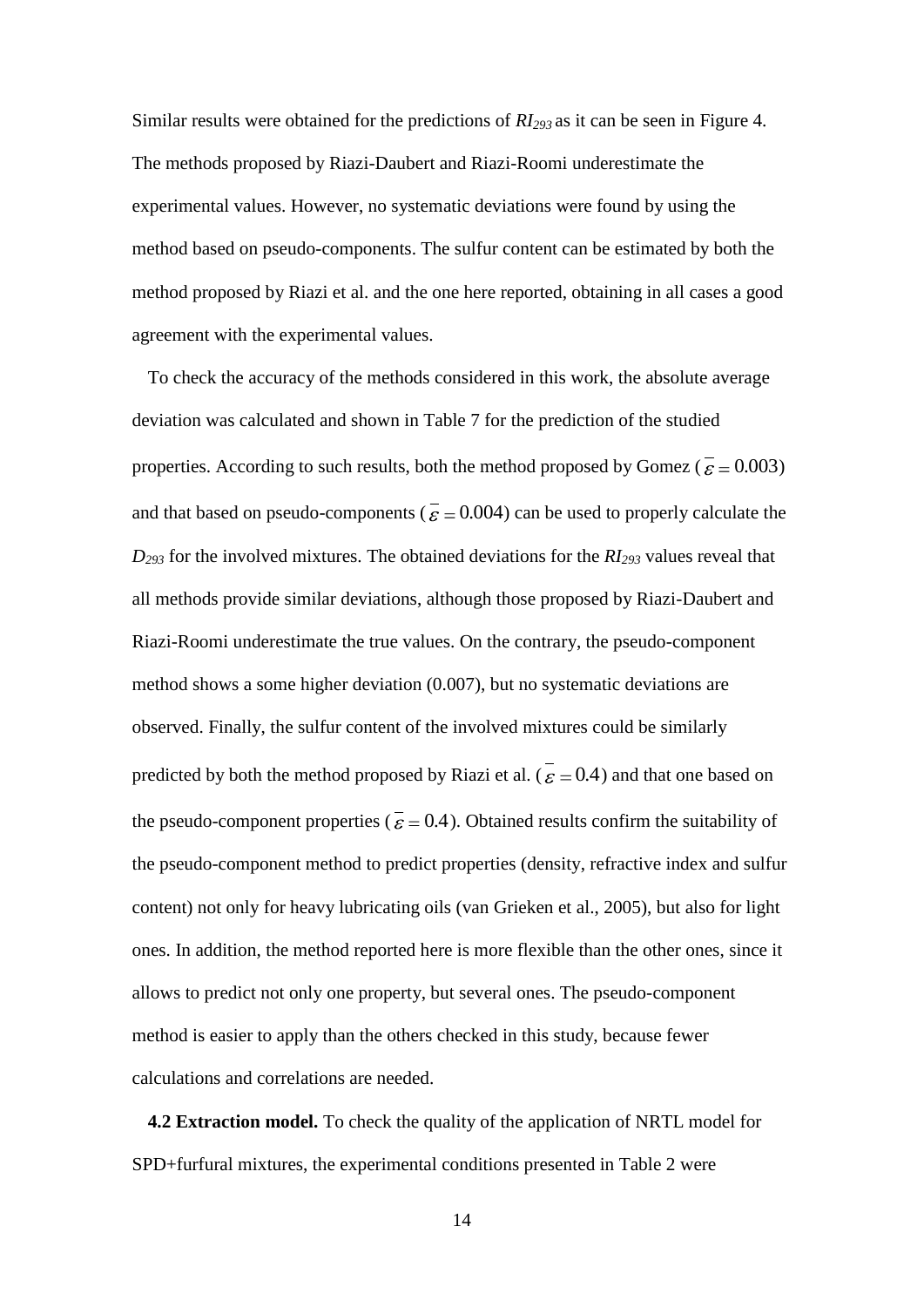Similar results were obtained for the predictions of $RI_{293}$ as it can be seen in Figure 4. The methods proposed by Riazi-Daubert and Riazi-Roomi underestimate the experimental values. However, no systematic deviations were found by using the method based on pseudo-components. The sulfur content can be estimated by both the method proposed by Riazi et al. and the one here reported, obtaining in all cases a good agreement with the experimental values.

To check the accuracy of the methods considered in this work, the absolute average deviation was calculated and shown in Table 7 for the prediction of the studied properties. According to such results, both the method proposed by Gomez ($\overline{\varepsilon} = 0.003$) and that based on pseudo-components ($\overline{\varepsilon} = 0.004$) can be used to properly calculate the $D_{293}$ for the involved mixtures. The obtained deviations for the $RI_{293}$ values reveal that all methods provide similar deviations, although those proposed by Riazi-Daubert and Riazi-Roomi underestimate the true values. On the contrary, the pseudo-component method shows a some higher deviation (0.007), but no systematic deviations are observed. Finally, the sulfur content of the involved mixtures could be similarly predicted by both the method proposed by Riazi et al. ($\overline{\varepsilon} = 0.4$) and that one based on the pseudo-component properties ($\overline{\varepsilon} = 0.4$). Obtained results confirm the suitability of the pseudo-component method to predict properties (density, refractive index and sulfur content) not only for heavy lubricating oils (van Grieken et al., 2005), but also for light ones. In addition, the method reported here is more flexible than the other ones, since it allows to predict not only one property, but several ones. The pseudo-component method is easier to apply than the others checked in this study, because fewer calculations and correlations are needed.

**4.2 Extraction model.** To check the quality of the application of NRTL model for SPD+furfural mixtures, the experimental conditions presented in Table 2 were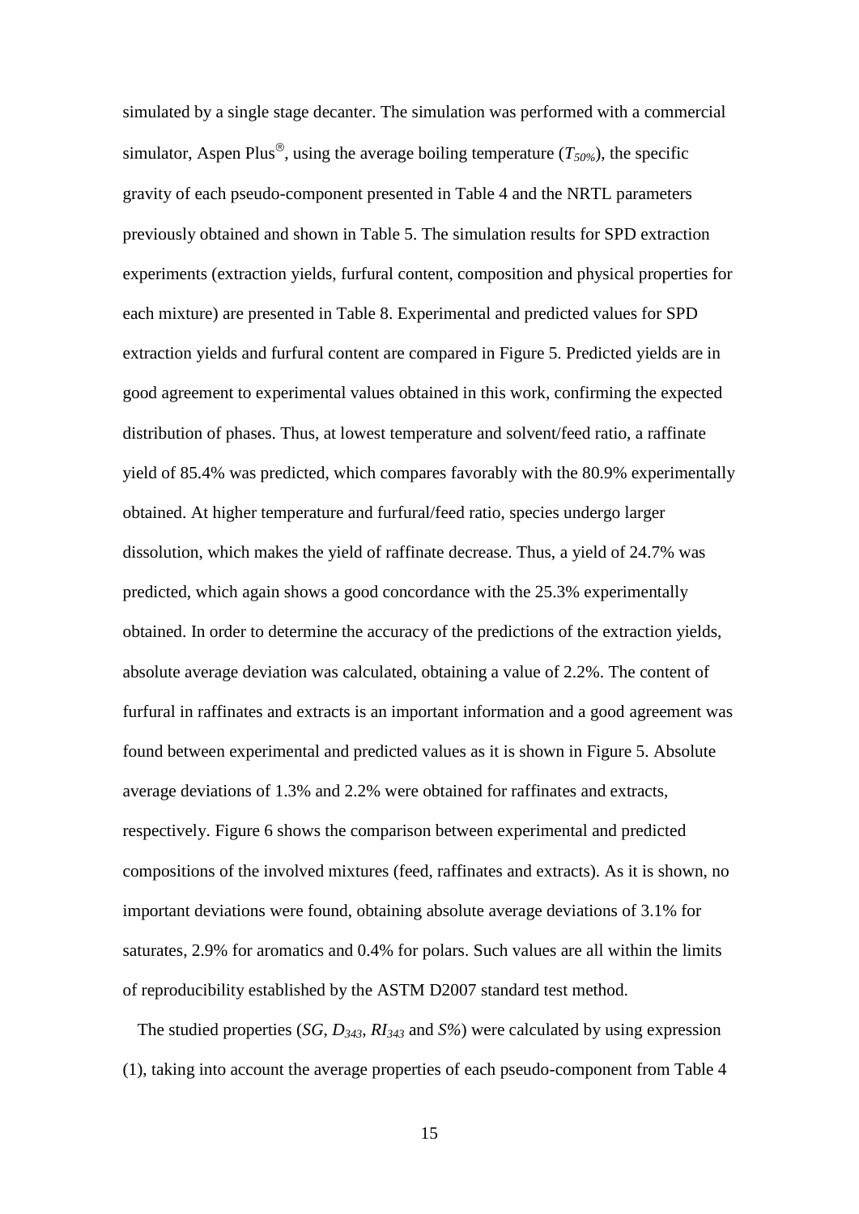simulated by a single stage decanter. The simulation was performed with a commercial simulator, Aspen Plus®, using the average boiling temperature ($T_{50\%}$), the specific gravity of each pseudo-component presented in Table 4 and the NRTL parameters previously obtained and shown in Table 5. The simulation results for SPD extraction experiments (extraction yields, furfural content, composition and physical properties for each mixture) are presented in Table 8. Experimental and predicted values for SPD extraction yields and furfural content are compared in Figure 5. Predicted yields are in good agreement to experimental values obtained in this work, confirming the expected distribution of phases. Thus, at lowest temperature and solvent/feed ratio, a raffinate yield of 85.4% was predicted, which compares favorably with the 80.9% experimentally obtained. At higher temperature and furfural/feed ratio, species undergo larger dissolution, which makes the yield of raffinate decrease. Thus, a yield of 24.7% was predicted, which again shows a good concordance with the 25.3% experimentally obtained. In order to determine the accuracy of the predictions of the extraction yields, absolute average deviation was calculated, obtaining a value of 2.2%. The content of furfural in raffinates and extracts is an important information and a good agreement was found between experimental and predicted values as it is shown in Figure 5. Absolute average deviations of 1.3% and 2.2% were obtained for raffinates and extracts, respectively. Figure 6 shows the comparison between experimental and predicted compositions of the involved mixtures (feed, raffinates and extracts). As it is shown, no important deviations were found, obtaining absolute average deviations of 3.1% for saturates, 2.9% for aromatics and 0.4% for polars. Such values are all within the limits of reproducibility established by the ASTM D2007 standard test method.

The studied properties ($SG$, $D_{343}$, $RI_{343}$ and $S\%$) were calculated by using expression (1), taking into account the average properties of each pseudo-component from Table 4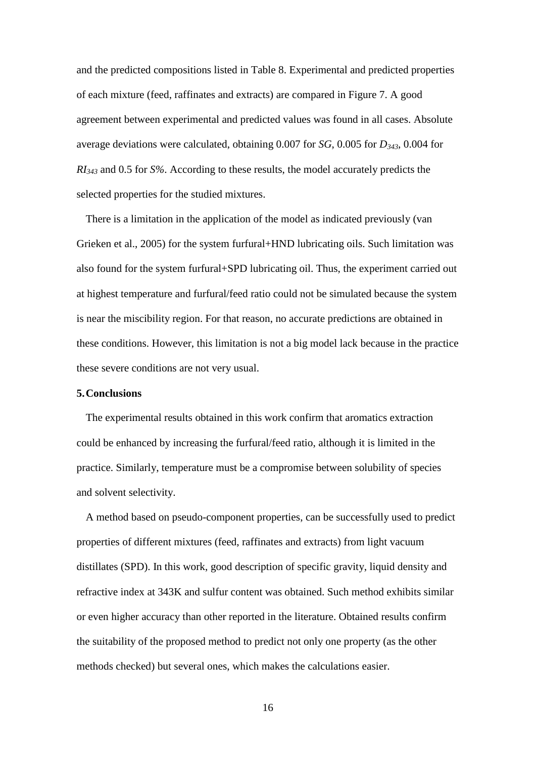and the predicted compositions listed in Table 8. Experimental and predicted properties of each mixture (feed, raffinates and extracts) are compared in Figure 7. A good agreement between experimental and predicted values was found in all cases. Absolute average deviations were calculated, obtaining 0.007 for *SG*, 0.005 for $D_{343}$, 0.004 for $RI_{343}$ and 0.5 for *S%*. According to these results, the model accurately predicts the selected properties for the studied mixtures.

There is a limitation in the application of the model as indicated previously (van Grieken et al., 2005) for the system furfural+HND lubricating oils. Such limitation was also found for the system furfural+SPD lubricating oil. Thus, the experiment carried out at highest temperature and furfural/feed ratio could not be simulated because the system is near the miscibility region. For that reason, no accurate predictions are obtained in these conditions. However, this limitation is not a big model lack because in the practice these severe conditions are not very usual.

## 5. Conclusions

The experimental results obtained in this work confirm that aromatics extraction could be enhanced by increasing the furfural/feed ratio, although it is limited in the practice. Similarly, temperature must be a compromise between solubility of species and solvent selectivity.

A method based on pseudo-component properties, can be successfully used to predict properties of different mixtures (feed, raffinates and extracts) from light vacuum distillates (SPD). In this work, good description of specific gravity, liquid density and refractive index at 343K and sulfur content was obtained. Such method exhibits similar or even higher accuracy than other reported in the literature. Obtained results confirm the suitability of the proposed method to predict not only one property (as the other methods checked) but several ones, which makes the calculations easier.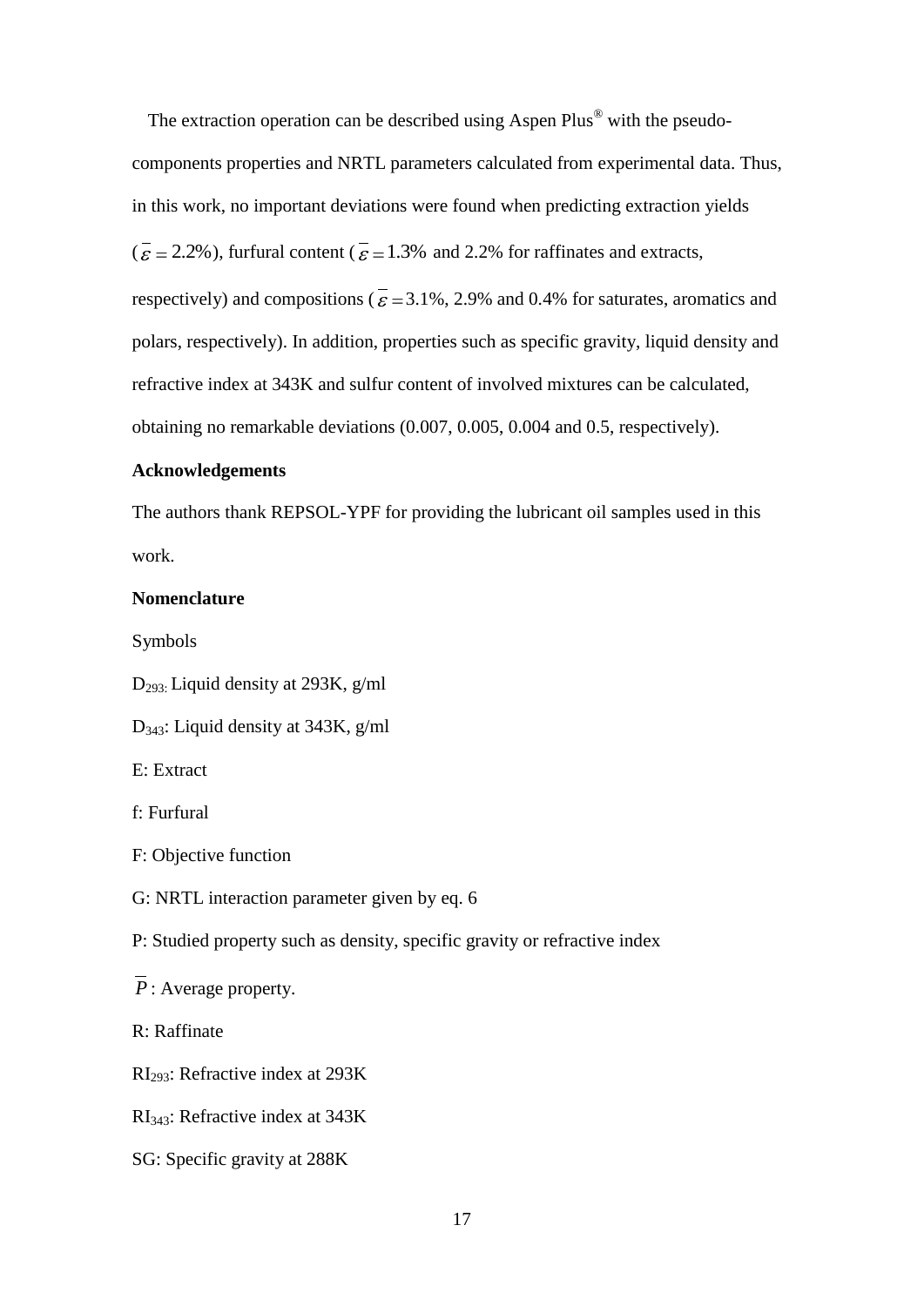The extraction operation can be described using Aspen Plus® with the pseudo-components properties and NRTL parameters calculated from experimental data. Thus, in this work, no important deviations were found when predicting extraction yields ($\bar{\varepsilon} = 2.2\%$), furfural content ($\bar{\varepsilon} = 1.3\%$ and 2.2% for raffinates and extracts, respectively) and compositions ($\bar{\varepsilon} = 3.1\%$, 2.9% and 0.4% for saturates, aromatics and polars, respectively). In addition, properties such as specific gravity, liquid density and refractive index at 343K and sulfur content of involved mixtures can be calculated, obtaining no remarkable deviations (0.007, 0.005, 0.004 and 0.5, respectively).

**Acknowledgements**

The authors thank REPSOL-YPF for providing the lubricant oil samples used in this work.

**Nomenclature**

Symbols

$D_{293}$: Liquid density at 293K, g/ml

$D_{343}$: Liquid density at 343K, g/ml

E: Extract

f: Furfural

F: Objective function

G: NRTL interaction parameter given by eq. 6

P: Studied property such as density, specific gravity or refractive index

$\bar{P}$: Average property.

R: Raffinate

$RI_{293}$: Refractive index at 293K

$RI_{343}$: Refractive index at 343K

SG: Specific gravity at 288K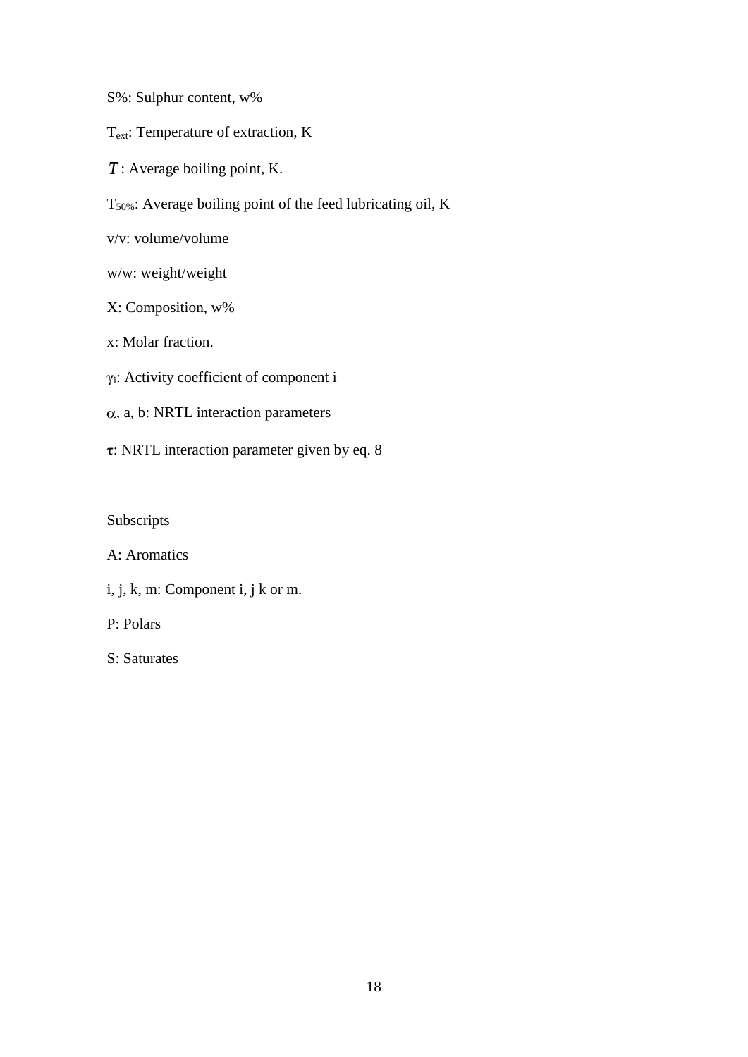S%: Sulphur content, w%

$T_{ext}$: Temperature of extraction, K

$\bar{T}$ : Average boiling point, K.

$T_{50\%}$: Average boiling point of the feed lubricating oil, K

v/v: volume/volume

w/w: weight/weight

X: Composition, w%

x: Molar fraction.

$\gamma_i$: Activity coefficient of component i

$\alpha$, a, b: NRTL interaction parameters

$\tau$: NRTL interaction parameter given by eq. 8

Subscripts

A: Aromatics

i, j, k, m: Component i, j k or m.

P: Polars

S: Saturates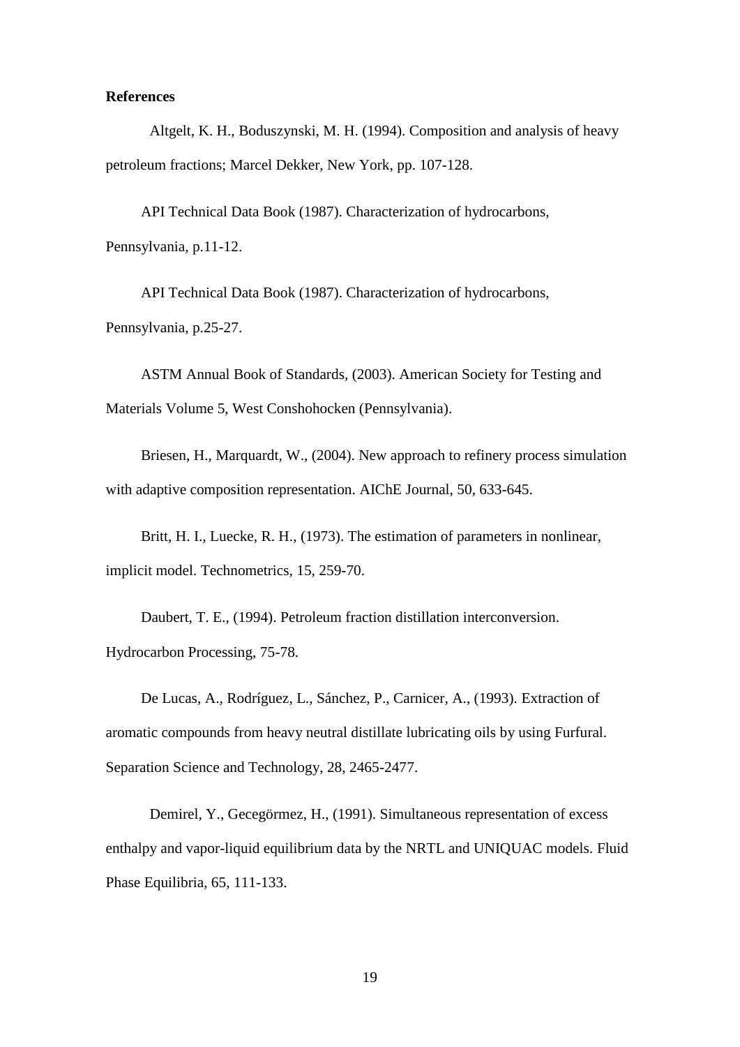**References**

Altgelt, K. H., Boduszynski, M. H. (1994). Composition and analysis of heavy petroleum fractions; Marcel Dekker, New York, pp. 107-128.

API Technical Data Book (1987). Characterization of hydrocarbons, Pennsylvania, p.11-12.

API Technical Data Book (1987). Characterization of hydrocarbons, Pennsylvania, p.25-27.

ASTM Annual Book of Standards, (2003). American Society for Testing and Materials Volume 5, West Conshohocken (Pennsylvania).

Briesen, H., Marquardt, W., (2004). New approach to refinery process simulation with adaptive composition representation. AIChE Journal, 50, 633-645.

Britt, H. I., Luecke, R. H., (1973). The estimation of parameters in nonlinear, implicit model. Technometrics, 15, 259-70.

Daubert, T. E., (1994). Petroleum fraction distillation interconversion. Hydrocarbon Processing, 75-78.

De Lucas, A., Rodríguez, L., Sánchez, P., Carnicer, A., (1993). Extraction of aromatic compounds from heavy neutral distillate lubricating oils by using Furfural. Separation Science and Technology, 28, 2465-2477.

Demirel, Y., Gecegörmez, H., (1991). Simultaneous representation of excess enthalpy and vapor-liquid equilibrium data by the NRTL and UNIQUAC models. Fluid Phase Equilibria, 65, 111-133.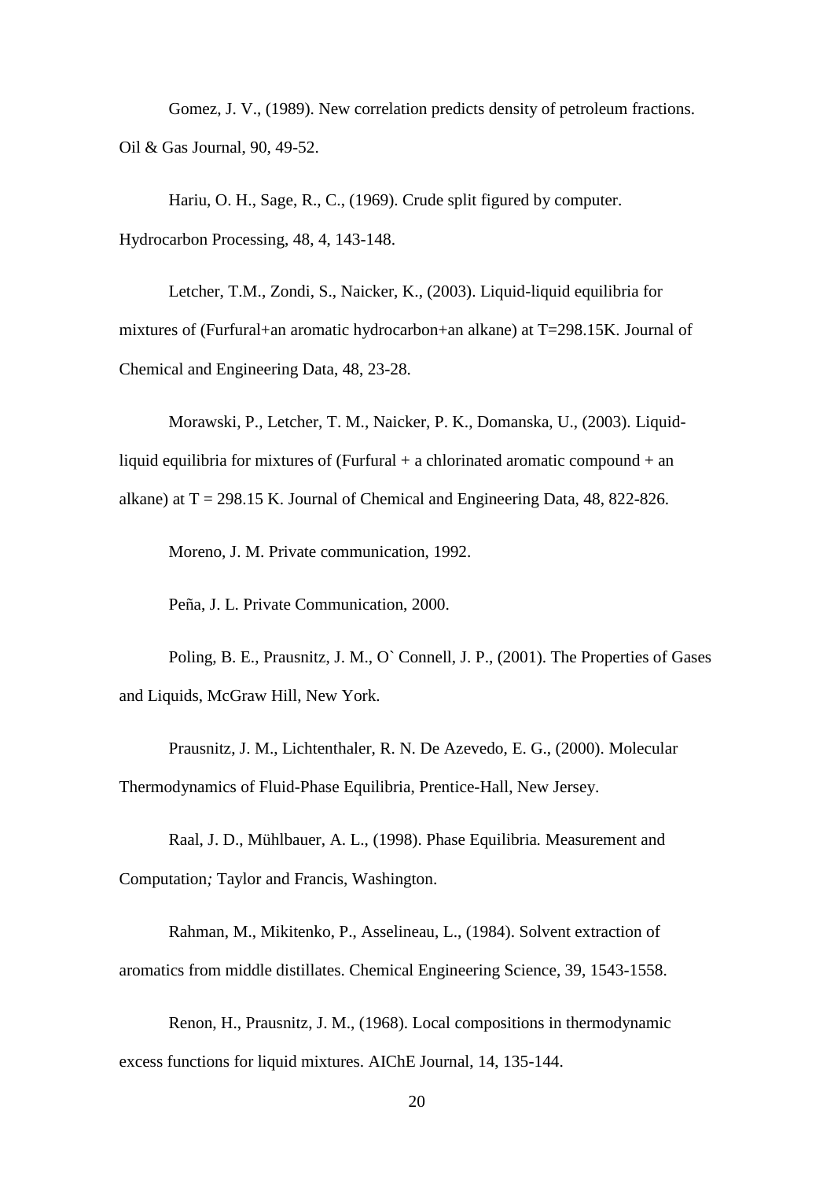Gomez, J. V., (1989). New correlation predicts density of petroleum fractions. Oil & Gas Journal, 90, 49-52.

Hariu, O. H., Sage, R., C., (1969). Crude split figured by computer. Hydrocarbon Processing, 48, 4, 143-148.

Letcher, T.M., Zondi, S., Naicker, K., (2003). Liquid-liquid equilibria for mixtures of (Furfural+an aromatic hydrocarbon+an alkane) at T=298.15K. Journal of Chemical and Engineering Data, 48, 23-28.

Morawski, P., Letcher, T. M., Naicker, P. K., Domanska, U., (2003). Liquid-liquid equilibria for mixtures of (Furfural + a chlorinated aromatic compound + an alkane) at T = 298.15 K. Journal of Chemical and Engineering Data, 48, 822-826.

Moreno, J. M. Private communication, 1992.

Peña, J. L. Private Communication, 2000.

Poling, B. E., Prausnitz, J. M., O` Connell, J. P., (2001). The Properties of Gases and Liquids, McGraw Hill, New York.

Prausnitz, J. M., Lichtenthaler, R. N. De Azevedo, E. G., (2000). Molecular Thermodynamics of Fluid-Phase Equilibria, Prentice-Hall, New Jersey.

Raal, J. D., Mühlbauer, A. L., (1998). Phase Equilibria. Measurement and Computation*;* Taylor and Francis, Washington.

Rahman, M., Mikitenko, P., Asselineau, L., (1984). Solvent extraction of aromatics from middle distillates. Chemical Engineering Science, 39, 1543-1558.

Renon, H., Prausnitz, J. M., (1968). Local compositions in thermodynamic excess functions for liquid mixtures. AIChE Journal, 14, 135-144.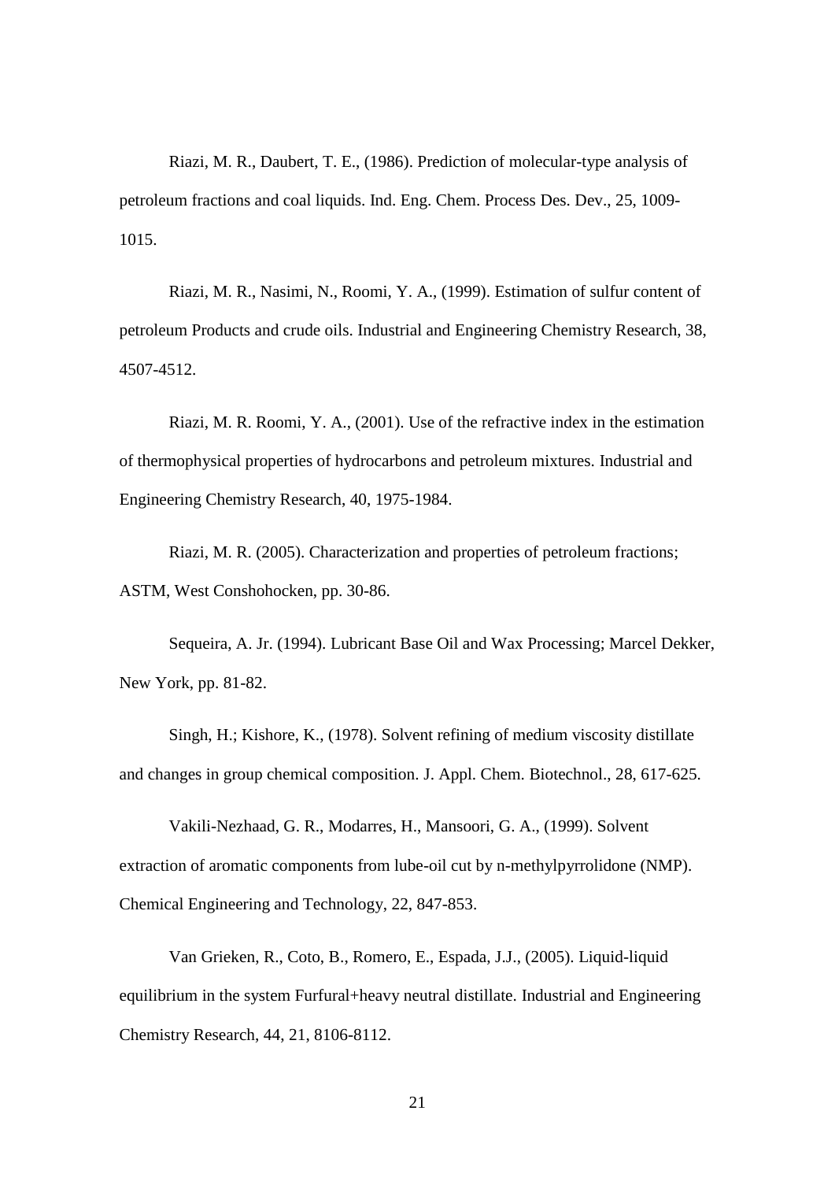Riazi, M. R., Daubert, T. E., (1986). Prediction of molecular-type analysis of petroleum fractions and coal liquids. Ind. Eng. Chem. Process Des. Dev., 25, 1009-1015.

Riazi, M. R., Nasimi, N., Roomi, Y. A., (1999). Estimation of sulfur content of petroleum Products and crude oils. Industrial and Engineering Chemistry Research, 38, 4507-4512.

Riazi, M. R. Roomi, Y. A., (2001). Use of the refractive index in the estimation of thermophysical properties of hydrocarbons and petroleum mixtures. Industrial and Engineering Chemistry Research, 40, 1975-1984.

Riazi, M. R. (2005). Characterization and properties of petroleum fractions; ASTM, West Conshohocken, pp. 30-86.

Sequeira, A. Jr. (1994). Lubricant Base Oil and Wax Processing; Marcel Dekker, New York, pp. 81-82.

Singh, H.; Kishore, K., (1978). Solvent refining of medium viscosity distillate and changes in group chemical composition. J. Appl. Chem. Biotechnol., 28, 617-625.

Vakili-Nezhaad, G. R., Modarres, H., Mansoori, G. A., (1999). Solvent extraction of aromatic components from lube-oil cut by n-methylpyrrolidone (NMP). Chemical Engineering and Technology, 22, 847-853.

Van Grieken, R., Coto, B., Romero, E., Espada, J.J., (2005). Liquid-liquid equilibrium in the system Furfural+heavy neutral distillate. Industrial and Engineering Chemistry Research, 44, 21, 8106-8112.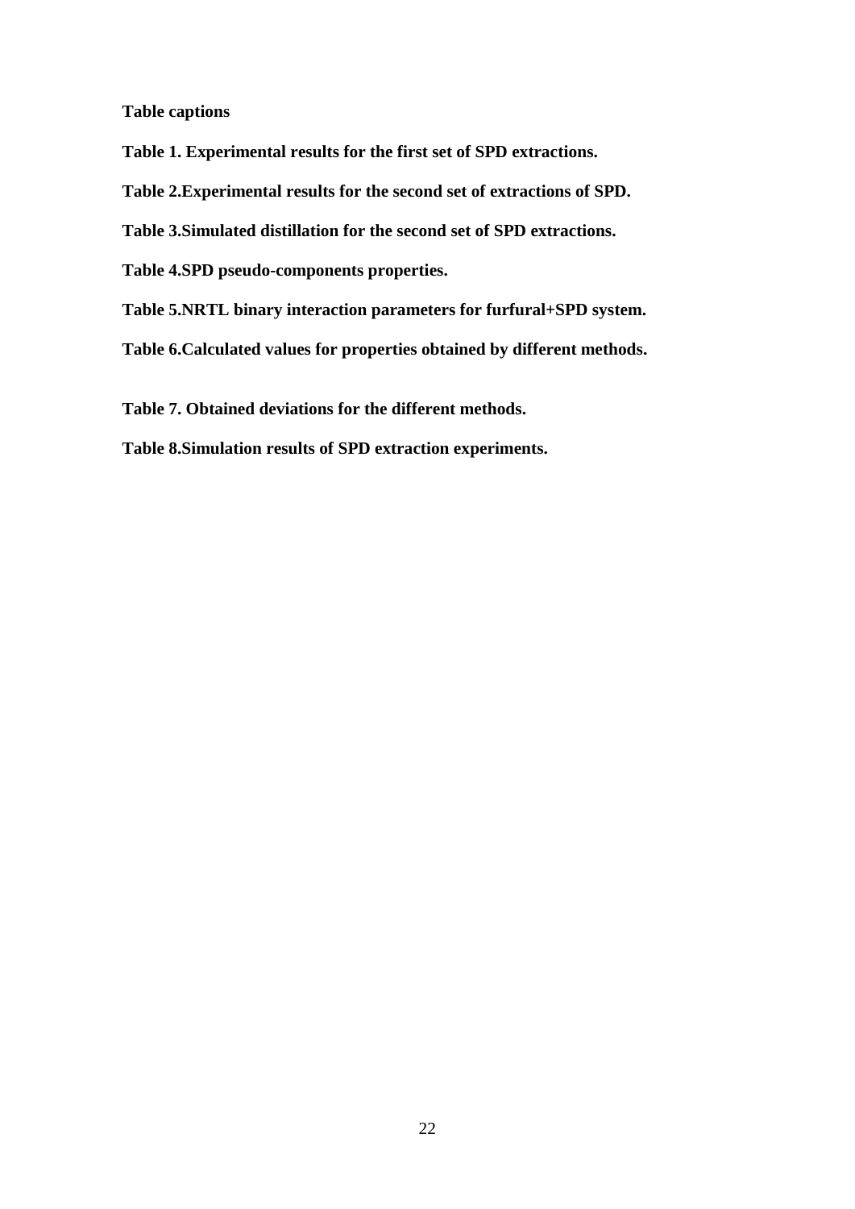**Table captions**

**Table 1. Experimental results for the first set of SPD extractions.**

**Table 2.Experimental results for the second set of extractions of SPD.**

**Table 3.Simulated distillation for the second set of SPD extractions.**

**Table 4.SPD pseudo-components properties.**

**Table 5.NRTL binary interaction parameters for furfural+SPD system.**

**Table 6.Calculated values for properties obtained by different methods.**

**Table 7. Obtained deviations for the different methods.**

**Table 8.Simulation results of SPD extraction experiments.**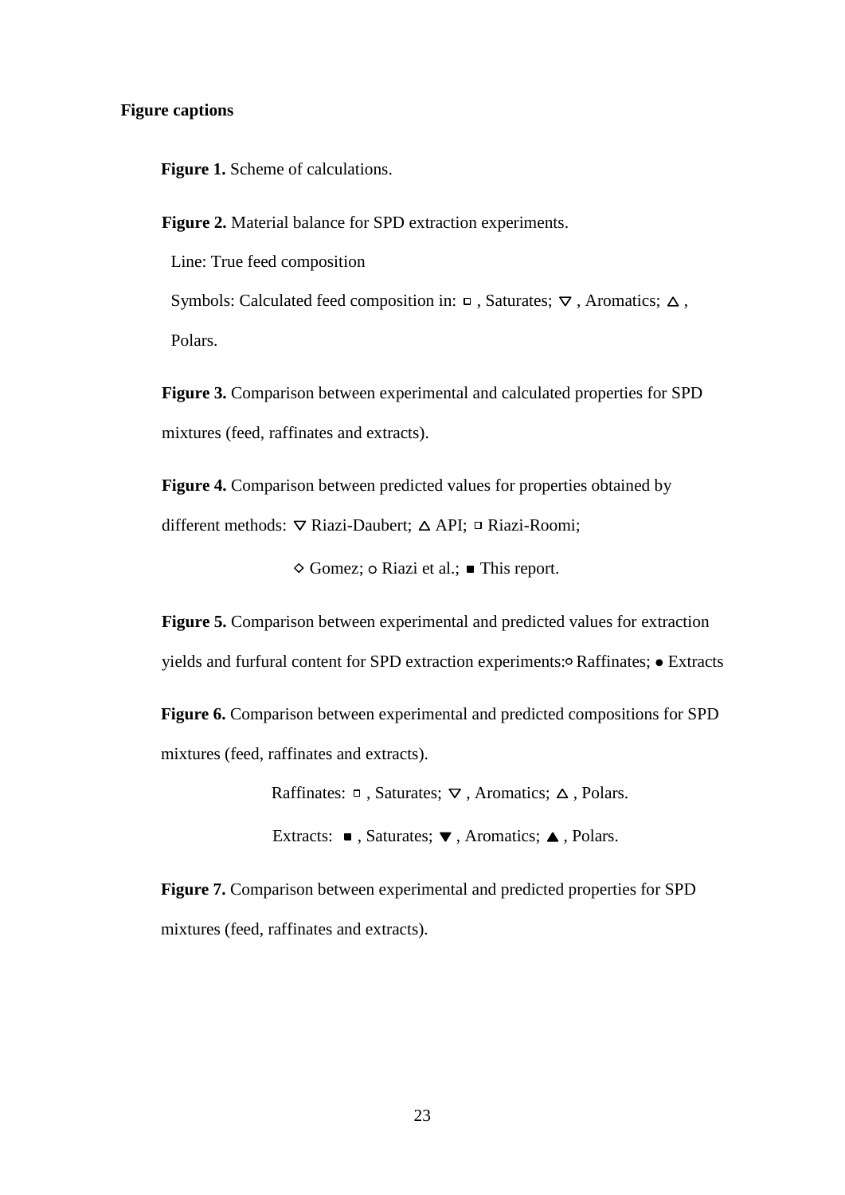**Figure captions**

**Figure 1.** Scheme of calculations.

**Figure 2.** Material balance for SPD extraction experiments.

Line: True feed composition

Symbols: Calculated feed composition in: □ , Saturates; ▽ , Aromatics; △ , Polars.

**Figure 3.** Comparison between experimental and calculated properties for SPD mixtures (feed, raffinates and extracts).

**Figure 4.** Comparison between predicted values for properties obtained by different methods: ▽ Riazi-Daubert; △ API; □ Riazi-Roomi;

◇ Gomez; ○ Riazi et al.; ■ This report.

**Figure 5.** Comparison between experimental and predicted values for extraction yields and furfural content for SPD extraction experiments:○ Raffinates; ● Extracts

**Figure 6.** Comparison between experimental and predicted compositions for SPD mixtures (feed, raffinates and extracts).

Raffinates: □ , Saturates; ▽ , Aromatics; △ , Polars.

Extracts: ■ , Saturates; ▼ , Aromatics; ▲ , Polars.

**Figure 7.** Comparison between experimental and predicted properties for SPD mixtures (feed, raffinates and extracts).